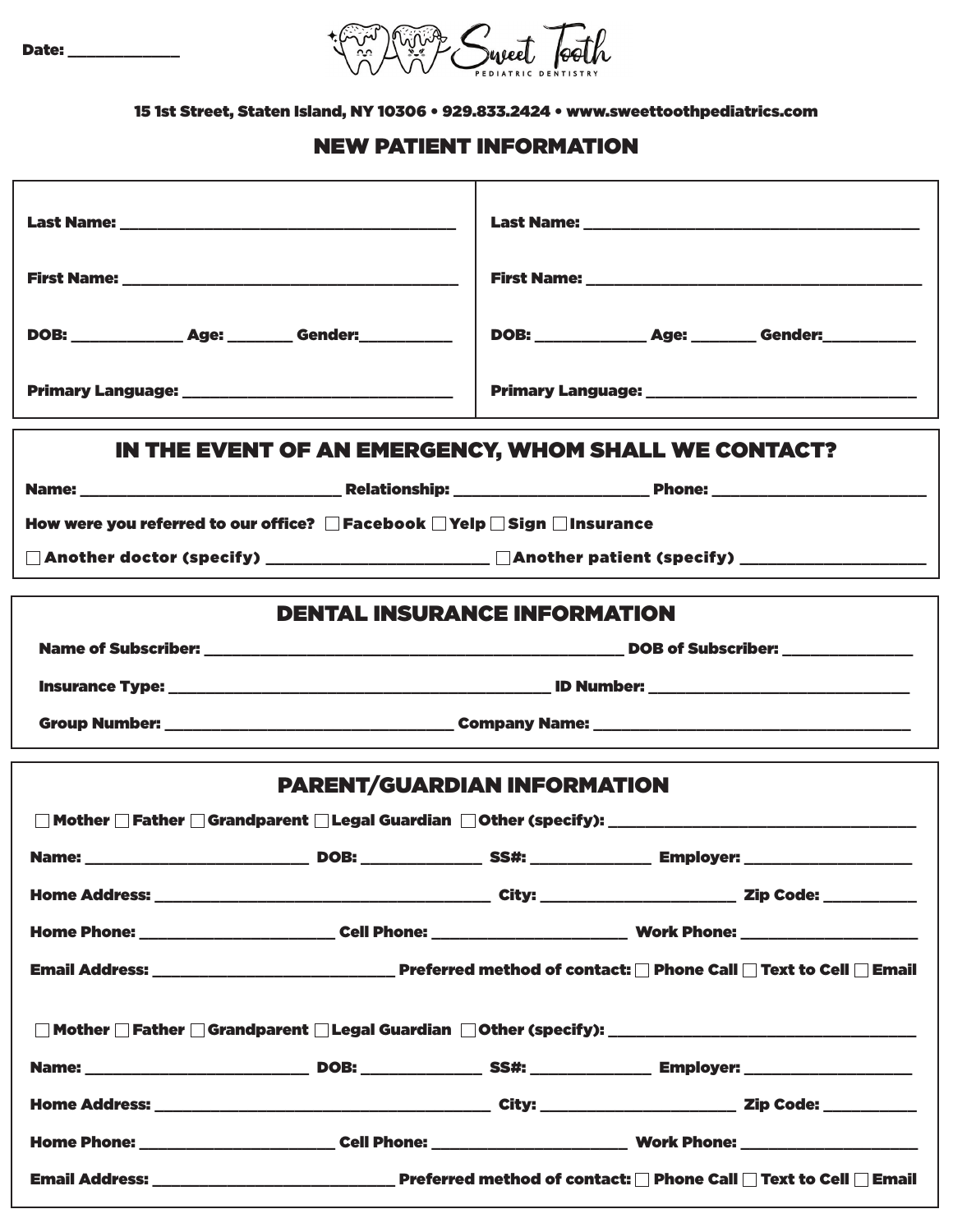Date: ____________

Sweet Tooth
PEDIATRIC DENTISTRY

15 1st Street, Staten Island, NY 10306 • 929.833.2424 • www.sweettoothpediatrics.com

# NEW PATIENT INFORMATION

Last Name: ______________________________________

First Name: ______________________________________

DOB: ____________ Age: _______ Gender:__________

Primary Language: ______________________________

Last Name: ______________________________________

First Name: ______________________________________

DOB: ____________ Age: _______ Gender:__________

Primary Language: ______________________________

## IN THE EVENT OF AN EMERGENCY, WHOM SHALL WE CONTACT?

Name: _____________________________ Relationship: _____________________ Phone: _______________________

How were you referred to our office? ☐ Facebook ☐ Yelp ☐ Sign ☐ Insurance

☐ Another doctor (specify) _______________________ ☐ Another patient (specify) ____________________

## DENTAL INSURANCE INFORMATION

Name of Subscriber: _______________________________________________ DOB of Subscriber: ______________

Insurance Type: ___________________________________________ ID Number: _____________________________

Group Number: ________________________________ Company Name: ___________________________________

## PARENT/GUARDIAN INFORMATION

☐ Mother ☐ Father ☐ Grandparent ☐ Legal Guardian ☐ Other (specify): ___________________________________

Name: _________________________ DOB: _____________ SS#: _____________ Employer: ___________________

Home Address: ______________________________________ City: ______________________ Zip Code: __________

Home Phone: ______________________ Cell Phone: ______________________ Work Phone: ____________________

Email Address: ___________________________ Preferred method of contact: ☐ Phone Call ☐ Text to Cell ☐ Email

☐ Mother ☐ Father ☐ Grandparent ☐ Legal Guardian ☐ Other (specify): ___________________________________

Name: _________________________ DOB: _____________ SS#: _____________ Employer: ___________________

Home Address: ______________________________________ City: ______________________ Zip Code: __________

Home Phone: ______________________ Cell Phone: ______________________ Work Phone: ____________________

Email Address: ___________________________ Preferred method of contact: ☐ Phone Call ☐ Text to Cell ☐ Email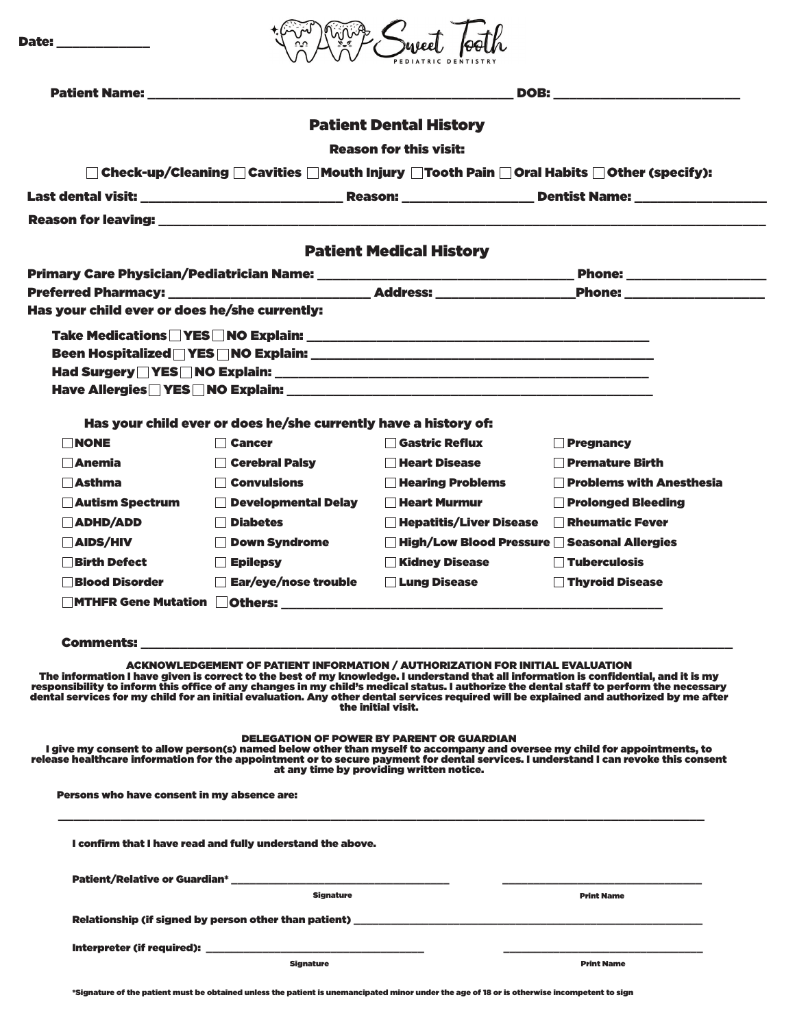Date: ______________

# Sweet Tooth
PEDIATRIC DENTISTRY

**Patient Name:** ________________________________________________ **DOB:** _________________________

## Patient Dental History

**Reason for this visit:**

☐ Check-up/Cleaning ☐ Cavities ☐ Mouth Injury ☐ Tooth Pain ☐ Oral Habits ☐ Other (specify):

**Last dental visit:** __________________________ **Reason:** _________________ **Dentist Name:** _________________

**Reason for leaving:** ________________________________________________________________________________

## Patient Medical History

**Primary Care Physician/Pediatrician Name:** __________________________________ **Phone:** __________________

**Preferred Pharmacy:** __________________________ **Address:** __________________ **Phone:** __________________

**Has your child ever or does he/she currently:**

- **Take Medications** ☐ YES ☐ NO **Explain:** ______________________________________________
- **Been Hospitalized** ☐ YES ☐ NO **Explain:** ______________________________________________
- **Had Surgery** ☐ YES ☐ NO **Explain:** ______________________________________________
- **Have Allergies** ☐ YES ☐ NO **Explain:** ______________________________________________

**Has your child ever or does he/she currently have a history of:**

| | | | |
|---|---|---|---|
| ☐ NONE | ☐ Cancer | ☐ Gastric Reflux | ☐ Pregnancy |
| ☐ Anemia | ☐ Cerebral Palsy | ☐ Heart Disease | ☐ Premature Birth |
| ☐ Asthma | ☐ Convulsions | ☐ Hearing Problems | ☐ Problems with Anesthesia |
| ☐ Autism Spectrum | ☐ Developmental Delay | ☐ Heart Murmur | ☐ Prolonged Bleeding |
| ☐ ADHD/ADD | ☐ Diabetes | ☐ Hepatitis/Liver Disease | ☐ Rheumatic Fever |
| ☐ AIDS/HIV | ☐ Down Syndrome | ☐ High/Low Blood Pressure | ☐ Seasonal Allergies |
| ☐ Birth Defect | ☐ Epilepsy | ☐ Kidney Disease | ☐ Tuberculosis |
| ☐ Blood Disorder | ☐ Ear/eye/nose trouble | ☐ Lung Disease | ☐ Thyroid Disease |
| ☐ MTHFR Gene Mutation | ☐ Others: ______________________ | | |

**Comments:** ________________________________________________________________________________

### ACKNOWLEDGEMENT OF PATIENT INFORMATION / AUTHORIZATION FOR INITIAL EVALUATION

The information I have given is correct to the best of my knowledge. I understand that all information is confidential, and it is my responsibility to inform this office of any changes in my child's medical status. I authorize the dental staff to perform the necessary dental services for my child for an initial evaluation. Any other dental services required will be explained and authorized by me after the initial visit.

### DELEGATION OF POWER BY PARENT OR GUARDIAN

I give my consent to allow person(s) named below other than myself to accompany and oversee my child for appointments, to release healthcare information for the appointment or to secure payment for dental services. I understand I can revoke this consent at any time by providing written notice.

**Persons who have consent in my absence are:**

________________________________________________________________________________

**I confirm that I have read and fully understand the above.**

**Patient/Relative or Guardian\*** ______________________________ ______________________________

Signature — Print Name

**Relationship (if signed by person other than patient)** ______________________________________________

**Interpreter (if required):** ______________________________ ______________________________

Signature — Print Name

\*Signature of the patient must be obtained unless the patient is unemancipated minor under the age of 18 or is otherwise incompetent to sign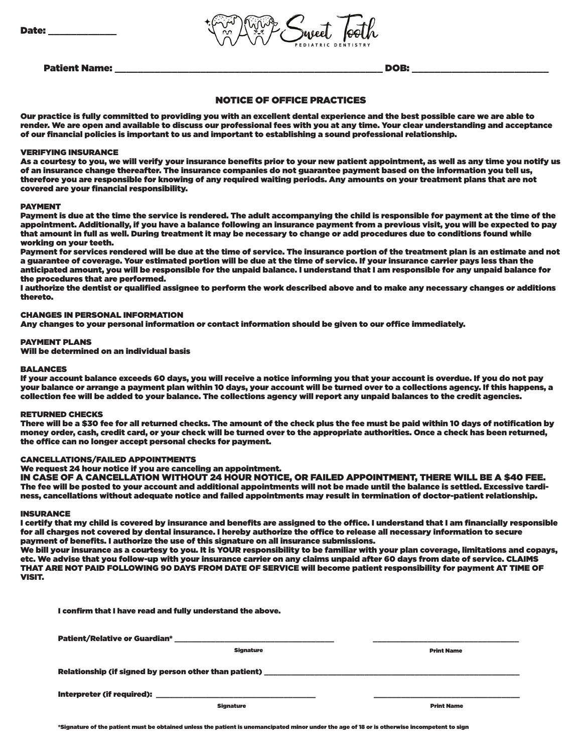Date: _______________

Sweet Tooth
PEDIATRIC DENTISTRY

Patient Name: ___________________________________________________ DOB: ___________________________

## NOTICE OF OFFICE PRACTICES

**Our practice is fully committed to providing you with an excellent dental experience and the best possible care we are able to render. We are open and available to discuss our professional fees with you at any time. Your clear understanding and acceptance of our financial policies is important to us and important to establishing a sound professional relationship.**

### VERIFYING INSURANCE

**As a courtesy to you, we will verify your insurance benefits prior to your new patient appointment, as well as any time you notify us of an insurance change thereafter. The insurance companies do not guarantee payment based on the information you tell us, therefore you are responsible for knowing of any required waiting periods. Any amounts on your treatment plans that are not covered are your financial responsibility.**

### PAYMENT

**Payment is due at the time the service is rendered. The adult accompanying the child is responsible for payment at the time of the appointment. Additionally, if you have a balance following an insurance payment from a previous visit, you will be expected to pay that amount in full as well. During treatment it may be necessary to change or add procedures due to conditions found while working on your teeth.**

**Payment for services rendered will be due at the time of service. The insurance portion of the treatment plan is an estimate and not a guarantee of coverage. Your estimated portion will be due at the time of service. If your insurance carrier pays less than the anticipated amount, you will be responsible for the unpaid balance. I understand that I am responsible for any unpaid balance for the procedures that are performed.**

**I authorize the dentist or qualified assignee to perform the work described above and to make any necessary changes or additions thereto.**

### CHANGES IN PERSONAL INFORMATION

**Any changes to your personal information or contact information should be given to our office immediately.**

### PAYMENT PLANS

**Will be determined on an individual basis**

### BALANCES

**If your account balance exceeds 60 days, you will receive a notice informing you that your account is overdue. If you do not pay your balance or arrange a payment plan within 10 days, your account will be turned over to a collections agency. If this happens, a collection fee will be added to your balance. The collections agency will report any unpaid balances to the credit agencies.**

### RETURNED CHECKS

**There will be a $30 fee for all returned checks. The amount of the check plus the fee must be paid within 10 days of notification by money order, cash, credit card, or your check will be turned over to the appropriate authorities. Once a check has been returned, the office can no longer accept personal checks for payment.**

### CANCELLATIONS/FAILED APPOINTMENTS

**We request 24 hour notice if you are canceling an appointment.**

**IN CASE OF A CANCELLATION WITHOUT 24 HOUR NOTICE, OR FAILED APPOINTMENT, THERE WILL BE A $40 FEE.**

**The fee will be posted to your account and additional appointments will not be made until the balance is settled. Excessive tardiness, cancellations without adequate notice and failed appointments may result in termination of doctor-patient relationship.**

### INSURANCE

**I certify that my child is covered by insurance and benefits are assigned to the office. I understand that I am financially responsible for all charges not covered by dental insurance. I hereby authorize the office to release all necessary information to secure payment of benefits. I authorize the use of this signature on all insurance submissions.**

**We bill your insurance as a courtesy to you. It is YOUR responsibility to be familiar with your plan coverage, limitations and copays, etc. We advise that you follow-up with your insurance carrier on any claims unpaid after 60 days from date of service. CLAIMS THAT ARE NOT PAID FOLLOWING 90 DAYS FROM DATE OF SERVICE will become patient responsibility for payment AT TIME OF VISIT.**

**I confirm that I have read and fully understand the above.**

Patient/Relative or Guardian* ______________________________ ______________________________

Signature Print Name

Relationship (if signed by person other than patient) ______________________________

Interpreter (if required): ______________________________ ______________________________

Signature Print Name

*Signature of the patient must be obtained unless the patient is unemancipated minor under the age of 18 or is otherwise incompetent to sign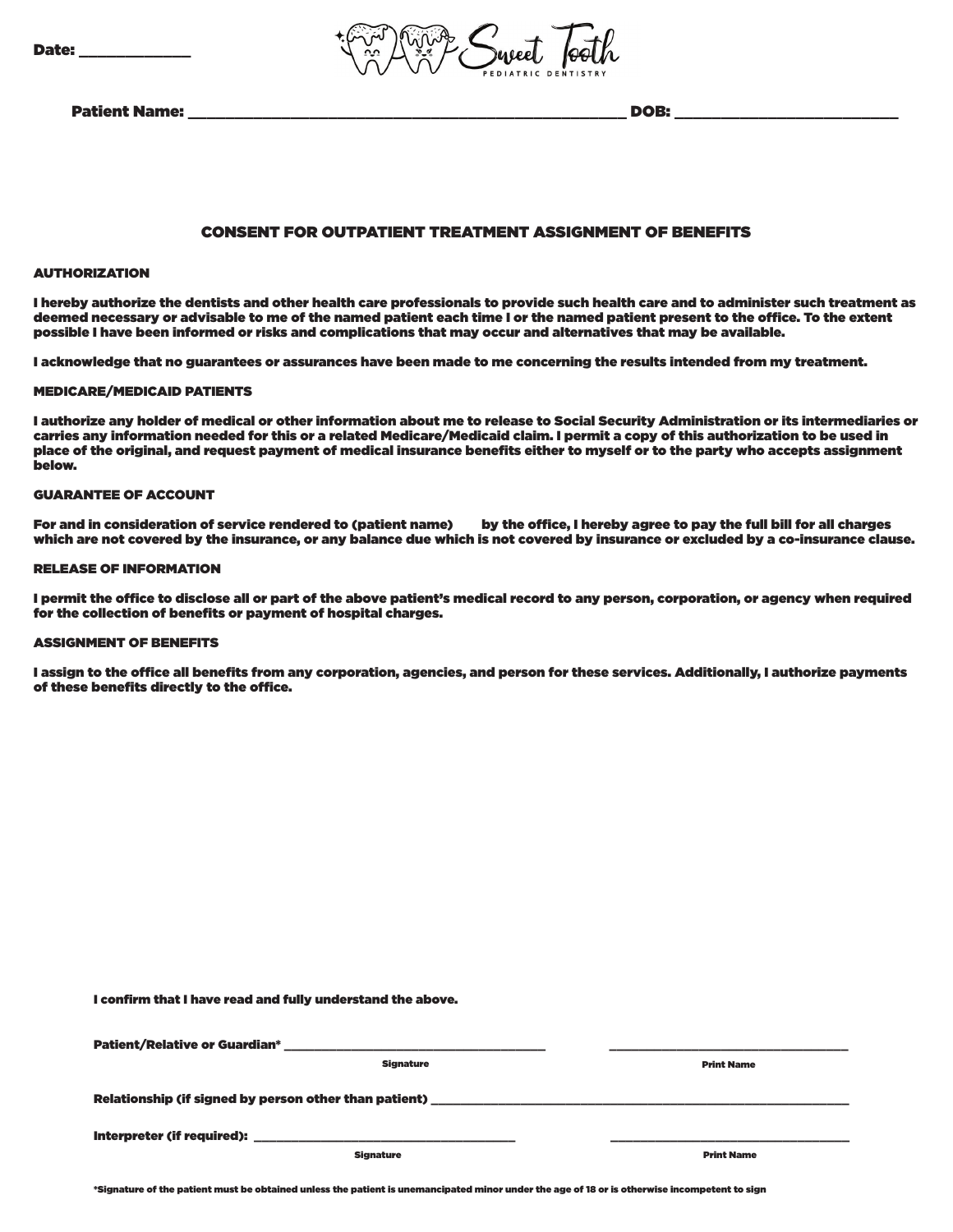Date: ______________

Sweet Tooth
PEDIATRIC DENTISTRY

Patient Name: ______________________________________________________ DOB: ____________________________

## CONSENT FOR OUTPATIENT TREATMENT ASSIGNMENT OF BENEFITS

### AUTHORIZATION

I hereby authorize the dentists and other health care professionals to provide such health care and to administer such treatment as deemed necessary or advisable to me of the named patient each time I or the named patient present to the office. To the extent possible I have been informed or risks and complications that may occur and alternatives that may be available.

I acknowledge that no guarantees or assurances have been made to me concerning the results intended from my treatment.

### MEDICARE/MEDICAID PATIENTS

I authorize any holder of medical or other information about me to release to Social Security Administration or its intermediaries or carries any information needed for this or a related Medicare/Medicaid claim. I permit a copy of this authorization to be used in place of the original, and request payment of medical insurance benefits either to myself or to the party who accepts assignment below.

### GUARANTEE OF ACCOUNT

For and in consideration of service rendered to (patient name) by the office, I hereby agree to pay the full bill for all charges which are not covered by the insurance, or any balance due which is not covered by insurance or excluded by a co-insurance clause.

### RELEASE OF INFORMATION

I permit the office to disclose all or part of the above patient's medical record to any person, corporation, or agency when required for the collection of benefits or payment of hospital charges.

### ASSIGNMENT OF BENEFITS

I assign to the office all benefits from any corporation, agencies, and person for these services. Additionally, I authorize payments of these benefits directly to the office.

I confirm that I have read and fully understand the above.

Patient/Relative or Guardian* ________________________________________ ____________________________________

Signature Print Name

Relationship (if signed by person other than patient) ____________________________________________________________

Interpreter (if required): ________________________________________ ____________________________________

Signature Print Name

*Signature of the patient must be obtained unless the patient is unemancipated minor under the age of 18 or is otherwise incompetent to sign